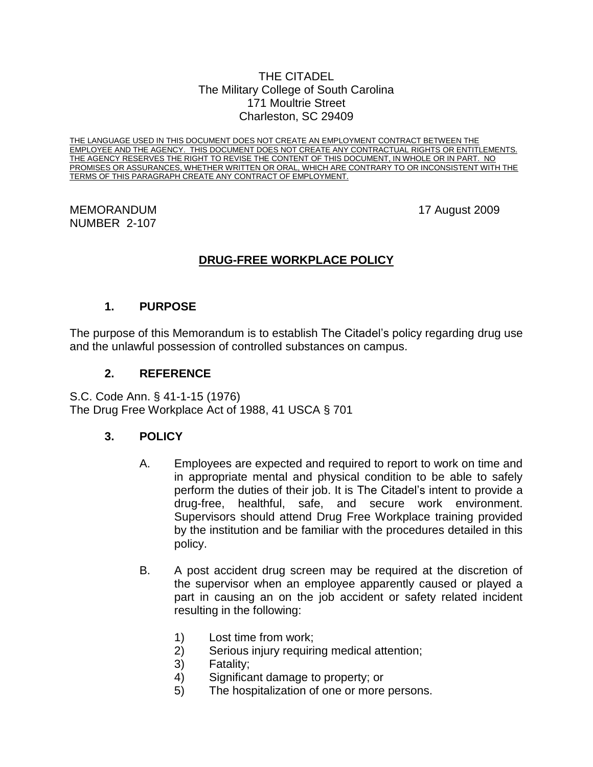THE CITADEL
The Military College of South Carolina
171 Moultrie Street
Charleston, SC 29409

THE LANGUAGE USED IN THIS DOCUMENT DOES NOT CREATE AN EMPLOYMENT CONTRACT BETWEEN THE EMPLOYEE AND THE AGENCY. THIS DOCUMENT DOES NOT CREATE ANY CONTRACTUAL RIGHTS OR ENTITLEMENTS. THE AGENCY RESERVES THE RIGHT TO REVISE THE CONTENT OF THIS DOCUMENT, IN WHOLE OR IN PART. NO PROMISES OR ASSURANCES, WHETHER WRITTEN OR ORAL, WHICH ARE CONTRARY TO OR INCONSISTENT WITH THE TERMS OF THIS PARAGRAPH CREATE ANY CONTRACT OF EMPLOYMENT.

MEMORANDUM
NUMBER 2-107

17 August 2009

# DRUG-FREE WORKPLACE POLICY

## 1. PURPOSE

The purpose of this Memorandum is to establish The Citadel's policy regarding drug use and the unlawful possession of controlled substances on campus.

## 2. REFERENCE

S.C. Code Ann. § 41-1-15 (1976)
The Drug Free Workplace Act of 1988, 41 USCA § 701

## 3. POLICY

A. Employees are expected and required to report to work on time and in appropriate mental and physical condition to be able to safely perform the duties of their job. It is The Citadel's intent to provide a drug-free, healthful, safe, and secure work environment. Supervisors should attend Drug Free Workplace training provided by the institution and be familiar with the procedures detailed in this policy.

B. A post accident drug screen may be required at the discretion of the supervisor when an employee apparently caused or played a part in causing an on the job accident or safety related incident resulting in the following:

1) Lost time from work;
2) Serious injury requiring medical attention;
3) Fatality;
4) Significant damage to property; or
5) The hospitalization of one or more persons.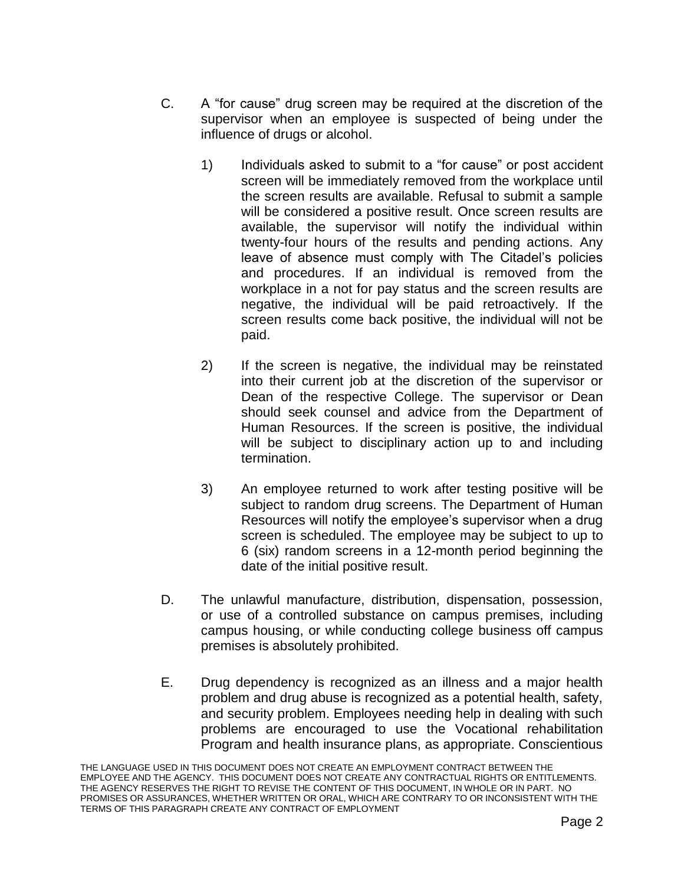C. A “for cause” drug screen may be required at the discretion of the supervisor when an employee is suspected of being under the influence of drugs or alcohol.

1) Individuals asked to submit to a “for cause” or post accident screen will be immediately removed from the workplace until the screen results are available. Refusal to submit a sample will be considered a positive result. Once screen results are available, the supervisor will notify the individual within twenty-four hours of the results and pending actions. Any leave of absence must comply with The Citadel’s policies and procedures. If an individual is removed from the workplace in a not for pay status and the screen results are negative, the individual will be paid retroactively. If the screen results come back positive, the individual will not be paid.

2) If the screen is negative, the individual may be reinstated into their current job at the discretion of the supervisor or Dean of the respective College. The supervisor or Dean should seek counsel and advice from the Department of Human Resources. If the screen is positive, the individual will be subject to disciplinary action up to and including termination.

3) An employee returned to work after testing positive will be subject to random drug screens. The Department of Human Resources will notify the employee’s supervisor when a drug screen is scheduled. The employee may be subject to up to 6 (six) random screens in a 12-month period beginning the date of the initial positive result.

D. The unlawful manufacture, distribution, dispensation, possession, or use of a controlled substance on campus premises, including campus housing, or while conducting college business off campus premises is absolutely prohibited.

E. Drug dependency is recognized as an illness and a major health problem and drug abuse is recognized as a potential health, safety, and security problem. Employees needing help in dealing with such problems are encouraged to use the Vocational rehabilitation Program and health insurance plans, as appropriate. Conscientious

THE LANGUAGE USED IN THIS DOCUMENT DOES NOT CREATE AN EMPLOYMENT CONTRACT BETWEEN THE EMPLOYEE AND THE AGENCY. THIS DOCUMENT DOES NOT CREATE ANY CONTRACTUAL RIGHTS OR ENTITLEMENTS. THE AGENCY RESERVES THE RIGHT TO REVISE THE CONTENT OF THIS DOCUMENT, IN WHOLE OR IN PART. NO PROMISES OR ASSURANCES, WHETHER WRITTEN OR ORAL, WHICH ARE CONTRARY TO OR INCONSISTENT WITH THE TERMS OF THIS PARAGRAPH CREATE ANY CONTRACT OF EMPLOYMENT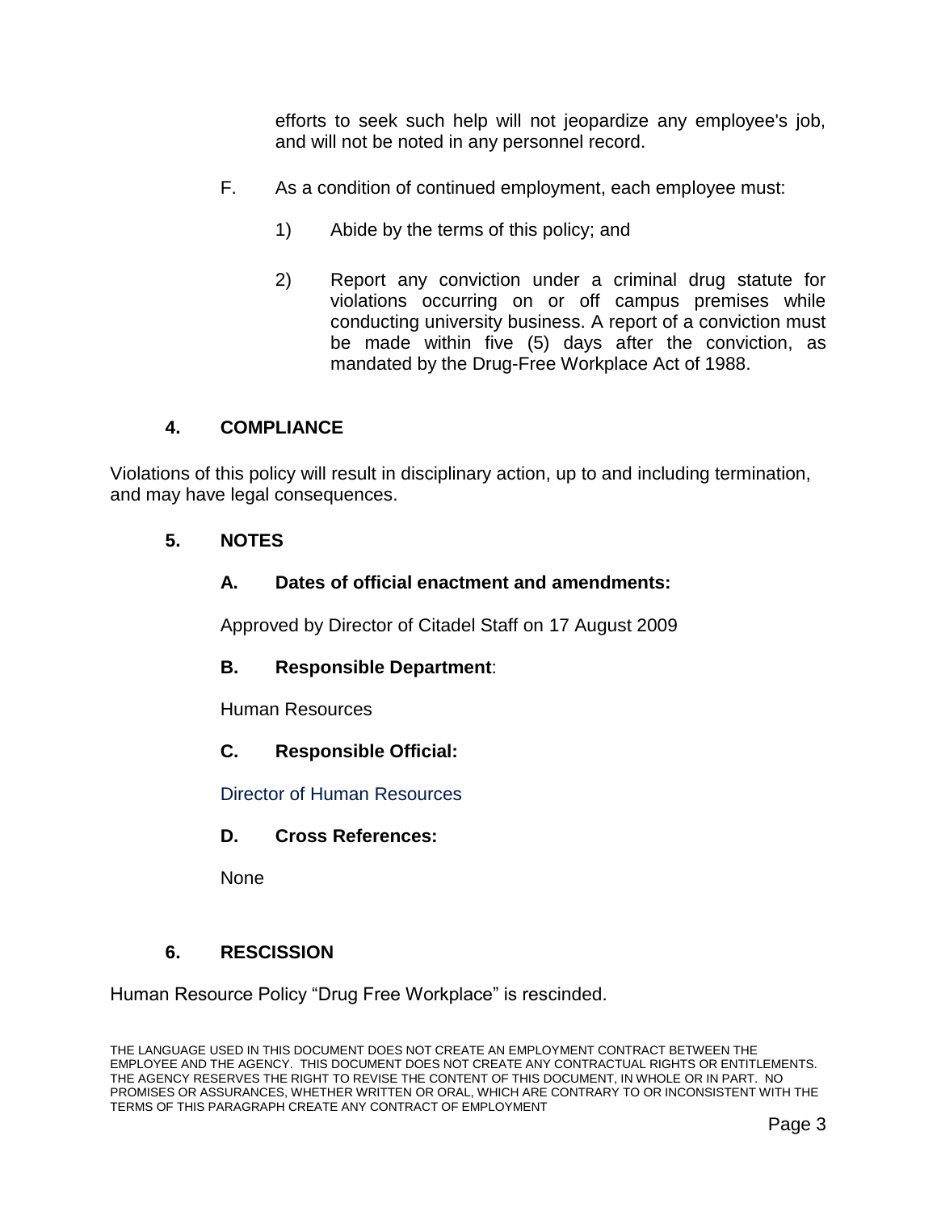efforts to seek such help will not jeopardize any employee's job, and will not be noted in any personnel record.

F. As a condition of continued employment, each employee must:

1) Abide by the terms of this policy; and

2) Report any conviction under a criminal drug statute for violations occurring on or off campus premises while conducting university business. A report of a conviction must be made within five (5) days after the conviction, as mandated by the Drug-Free Workplace Act of 1988.

## 4. COMPLIANCE

Violations of this policy will result in disciplinary action, up to and including termination, and may have legal consequences.

## 5. NOTES

### A. Dates of official enactment and amendments:

Approved by Director of Citadel Staff on 17 August 2009

### B. Responsible Department:

Human Resources

### C. Responsible Official:

Director of Human Resources

### D. Cross References:

None

## 6. RESCISSION

Human Resource Policy “Drug Free Workplace” is rescinded.

THE LANGUAGE USED IN THIS DOCUMENT DOES NOT CREATE AN EMPLOYMENT CONTRACT BETWEEN THE EMPLOYEE AND THE AGENCY. THIS DOCUMENT DOES NOT CREATE ANY CONTRACTUAL RIGHTS OR ENTITLEMENTS. THE AGENCY RESERVES THE RIGHT TO REVISE THE CONTENT OF THIS DOCUMENT, IN WHOLE OR IN PART. NO PROMISES OR ASSURANCES, WHETHER WRITTEN OR ORAL, WHICH ARE CONTRARY TO OR INCONSISTENT WITH THE TERMS OF THIS PARAGRAPH CREATE ANY CONTRACT OF EMPLOYMENT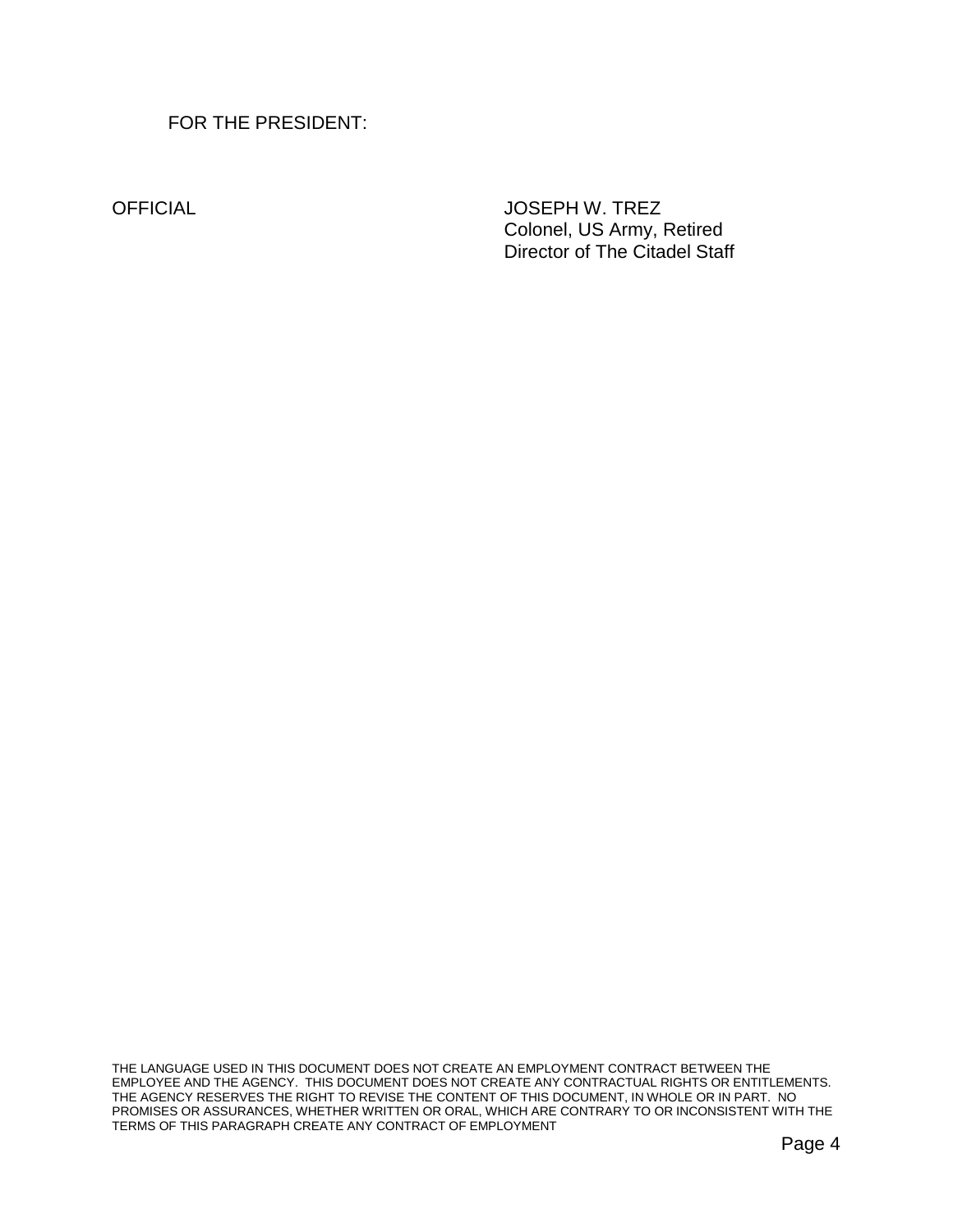FOR THE PRESIDENT:

OFFICIAL

JOSEPH W. TREZ
Colonel, US Army, Retired
Director of The Citadel Staff

THE LANGUAGE USED IN THIS DOCUMENT DOES NOT CREATE AN EMPLOYMENT CONTRACT BETWEEN THE EMPLOYEE AND THE AGENCY. THIS DOCUMENT DOES NOT CREATE ANY CONTRACTUAL RIGHTS OR ENTITLEMENTS. THE AGENCY RESERVES THE RIGHT TO REVISE THE CONTENT OF THIS DOCUMENT, IN WHOLE OR IN PART. NO PROMISES OR ASSURANCES, WHETHER WRITTEN OR ORAL, WHICH ARE CONTRARY TO OR INCONSISTENT WITH THE TERMS OF THIS PARAGRAPH CREATE ANY CONTRACT OF EMPLOYMENT